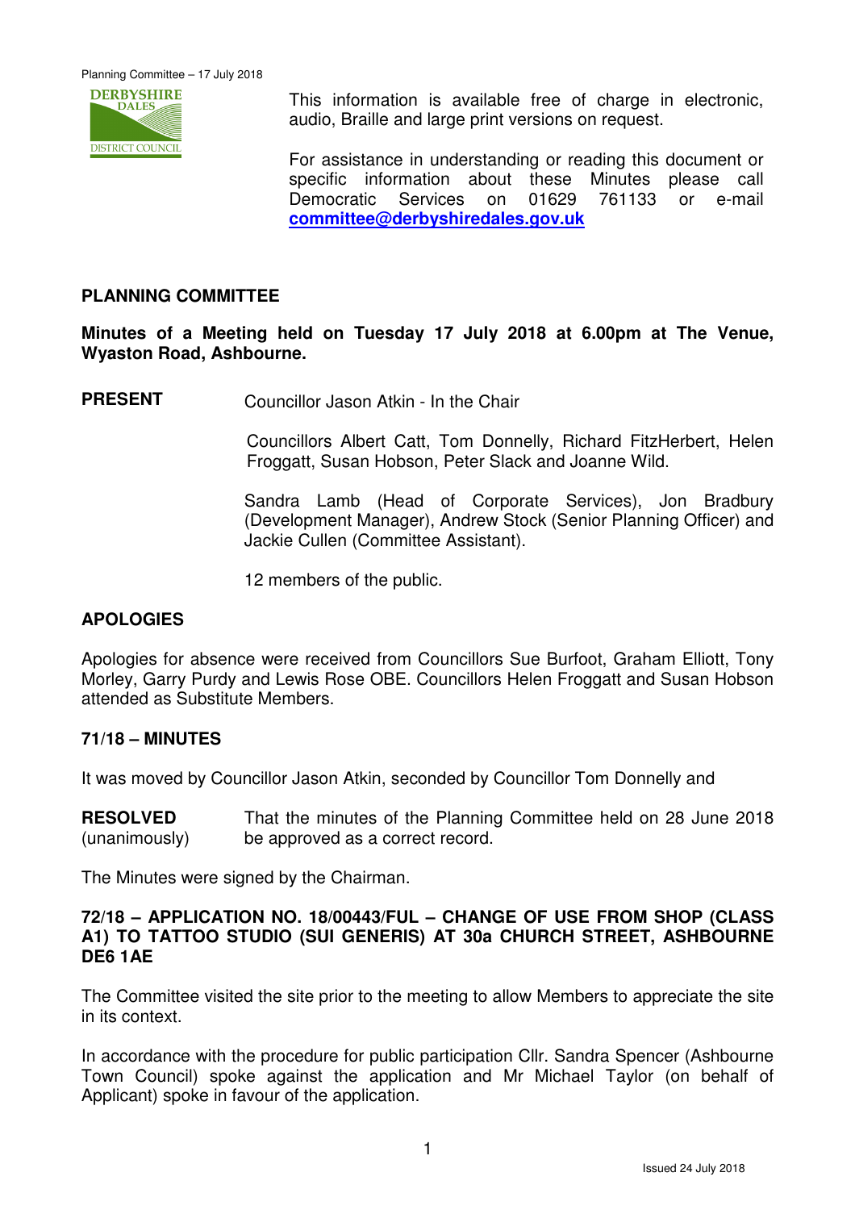This information is available free of charge in electronic, audio, Braille and large print versions on request.

For assistance in understanding or reading this document or specific information about these Minutes please call Democratic Services on 01629 761133 or e-mail **committee@derbyshiredales.gov.uk**

## PLANNING COMMITTEE

**Minutes of a Meeting held on Tuesday 17 July 2018 at 6.00pm at The Venue, Wyaston Road, Ashbourne.**

**PRESENT** Councillor Jason Atkin - In the Chair

Councillors Albert Catt, Tom Donnelly, Richard FitzHerbert, Helen Froggatt, Susan Hobson, Peter Slack and Joanne Wild.

Sandra Lamb (Head of Corporate Services), Jon Bradbury (Development Manager), Andrew Stock (Senior Planning Officer) and Jackie Cullen (Committee Assistant).

12 members of the public.

## APOLOGIES

Apologies for absence were received from Councillors Sue Burfoot, Graham Elliott, Tony Morley, Garry Purdy and Lewis Rose OBE. Councillors Helen Froggatt and Susan Hobson attended as Substitute Members.

## 71/18 – MINUTES

It was moved by Councillor Jason Atkin, seconded by Councillor Tom Donnelly and

**RESOLVED** (unanimously) That the minutes of the Planning Committee held on 28 June 2018 be approved as a correct record.

The Minutes were signed by the Chairman.

## 72/18 – APPLICATION NO. 18/00443/FUL – CHANGE OF USE FROM SHOP (CLASS A1) TO TATTOO STUDIO (SUI GENERIS) AT 30a CHURCH STREET, ASHBOURNE DE6 1AE

The Committee visited the site prior to the meeting to allow Members to appreciate the site in its context.

In accordance with the procedure for public participation Cllr. Sandra Spencer (Ashbourne Town Council) spoke against the application and Mr Michael Taylor (on behalf of Applicant) spoke in favour of the application.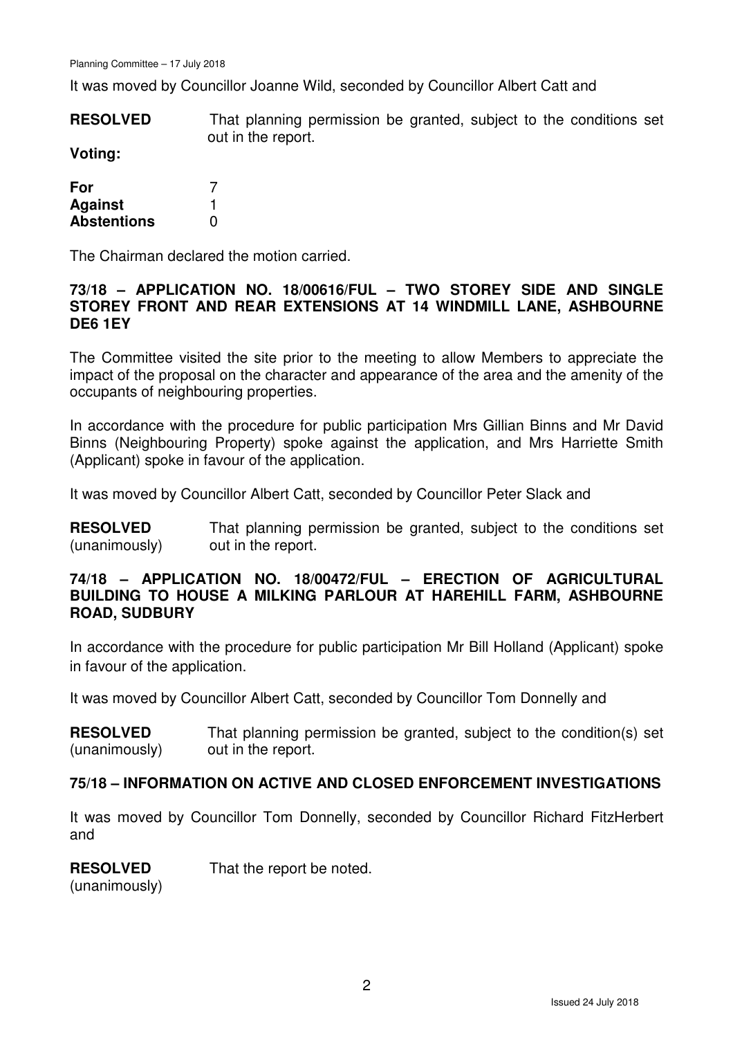It was moved by Councillor Joanne Wild, seconded by Councillor Albert Catt and

**RESOLVED** That planning permission be granted, subject to the conditions set out in the report.

**Voting:**

| | |
|---|---|
| **For** | 7 |
| **Against** | 1 |
| **Abstentions** | 0 |

The Chairman declared the motion carried.

### 73/18 – APPLICATION NO. 18/00616/FUL – TWO STOREY SIDE AND SINGLE STOREY FRONT AND REAR EXTENSIONS AT 14 WINDMILL LANE, ASHBOURNE DE6 1EY

The Committee visited the site prior to the meeting to allow Members to appreciate the impact of the proposal on the character and appearance of the area and the amenity of the occupants of neighbouring properties.

In accordance with the procedure for public participation Mrs Gillian Binns and Mr David Binns (Neighbouring Property) spoke against the application, and Mrs Harriette Smith (Applicant) spoke in favour of the application.

It was moved by Councillor Albert Catt, seconded by Councillor Peter Slack and

**RESOLVED** (unanimously) That planning permission be granted, subject to the conditions set out in the report.

### 74/18 – APPLICATION NO. 18/00472/FUL – ERECTION OF AGRICULTURAL BUILDING TO HOUSE A MILKING PARLOUR AT HAREHILL FARM, ASHBOURNE ROAD, SUDBURY

In accordance with the procedure for public participation Mr Bill Holland (Applicant) spoke in favour of the application.

It was moved by Councillor Albert Catt, seconded by Councillor Tom Donnelly and

**RESOLVED** (unanimously) That planning permission be granted, subject to the condition(s) set out in the report.

### 75/18 – INFORMATION ON ACTIVE AND CLOSED ENFORCEMENT INVESTIGATIONS

It was moved by Councillor Tom Donnelly, seconded by Councillor Richard FitzHerbert and

**RESOLVED** (unanimously) That the report be noted.

Issued 24 July 2018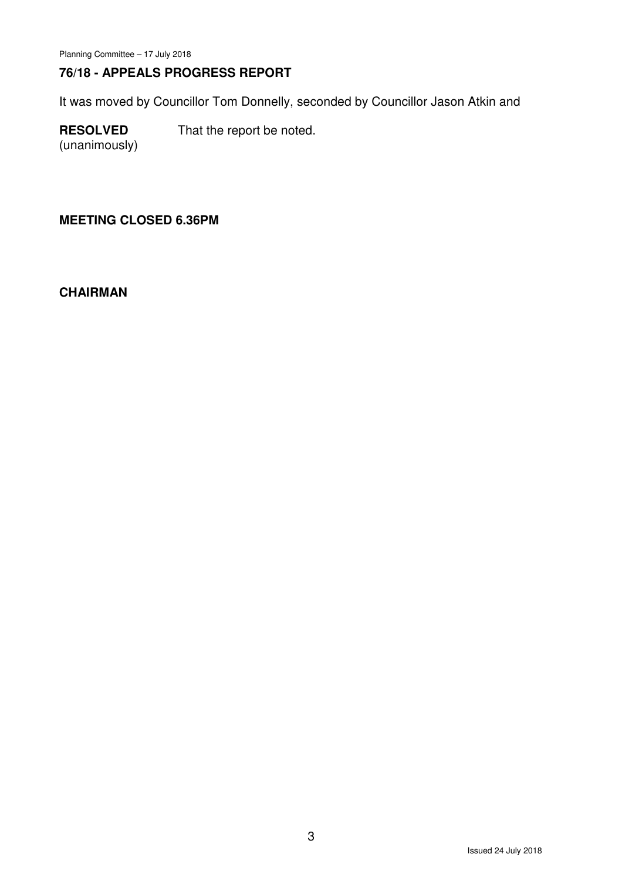## 76/18 - APPEALS PROGRESS REPORT

It was moved by Councillor Tom Donnelly, seconded by Councillor Jason Atkin and

**RESOLVED** (unanimously) That the report be noted.

**MEETING CLOSED 6.36PM**

**CHAIRMAN**

Issued 24 July 2018